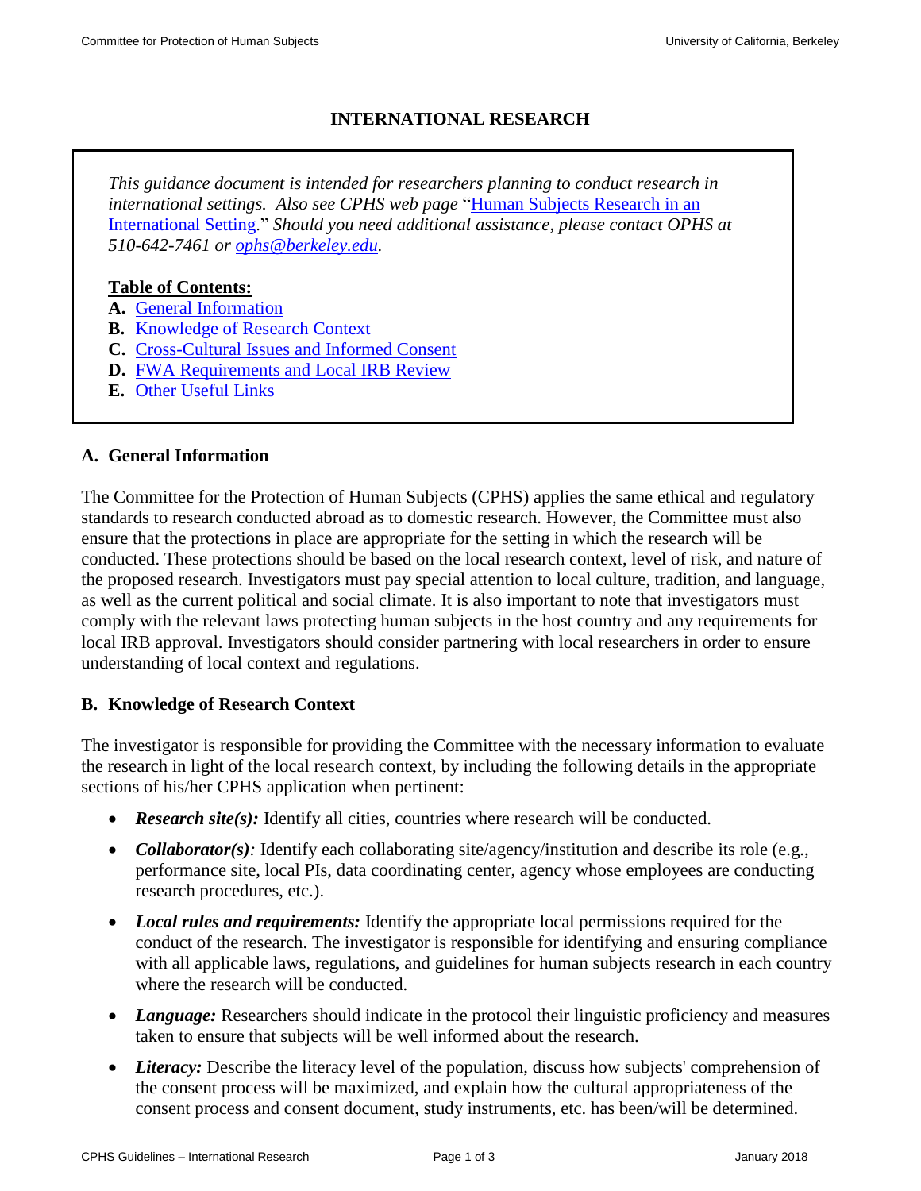# INTERNATIONAL RESEARCH

*This guidance document is intended for researchers planning to conduct research in international settings. Also see CPHS web page* "[Human Subjects Research in an International Setting](#)." *Should you need additional assistance, please contact OPHS at 510-642-7461 or [ophs@berkeley.edu](mailto:ophs@berkeley.edu).*

**Table of Contents:**

**A.** [General Information](#)
**B.** [Knowledge of Research Context](#)
**C.** [Cross-Cultural Issues and Informed Consent](#)
**D.** [FWA Requirements and Local IRB Review](#)
**E.** [Other Useful Links](#)

## A. General Information

The Committee for the Protection of Human Subjects (CPHS) applies the same ethical and regulatory standards to research conducted abroad as to domestic research. However, the Committee must also ensure that the protections in place are appropriate for the setting in which the research will be conducted. These protections should be based on the local research context, level of risk, and nature of the proposed research. Investigators must pay special attention to local culture, tradition, and language, as well as the current political and social climate. It is also important to note that investigators must comply with the relevant laws protecting human subjects in the host country and any requirements for local IRB approval. Investigators should consider partnering with local researchers in order to ensure understanding of local context and regulations.

## B. Knowledge of Research Context

The investigator is responsible for providing the Committee with the necessary information to evaluate the research in light of the local research context, by including the following details in the appropriate sections of his/her CPHS application when pertinent:

- ***Research site(s):*** Identify all cities, countries where research will be conducted.
- ***Collaborator(s):*** Identify each collaborating site/agency/institution and describe its role (e.g., performance site, local PIs, data coordinating center, agency whose employees are conducting research procedures, etc.).
- ***Local rules and requirements:*** Identify the appropriate local permissions required for the conduct of the research. The investigator is responsible for identifying and ensuring compliance with all applicable laws, regulations, and guidelines for human subjects research in each country where the research will be conducted.
- ***Language:*** Researchers should indicate in the protocol their linguistic proficiency and measures taken to ensure that subjects will be well informed about the research.
- ***Literacy:*** Describe the literacy level of the population, discuss how subjects' comprehension of the consent process will be maximized, and explain how the cultural appropriateness of the consent process and consent document, study instruments, etc. has been/will be determined.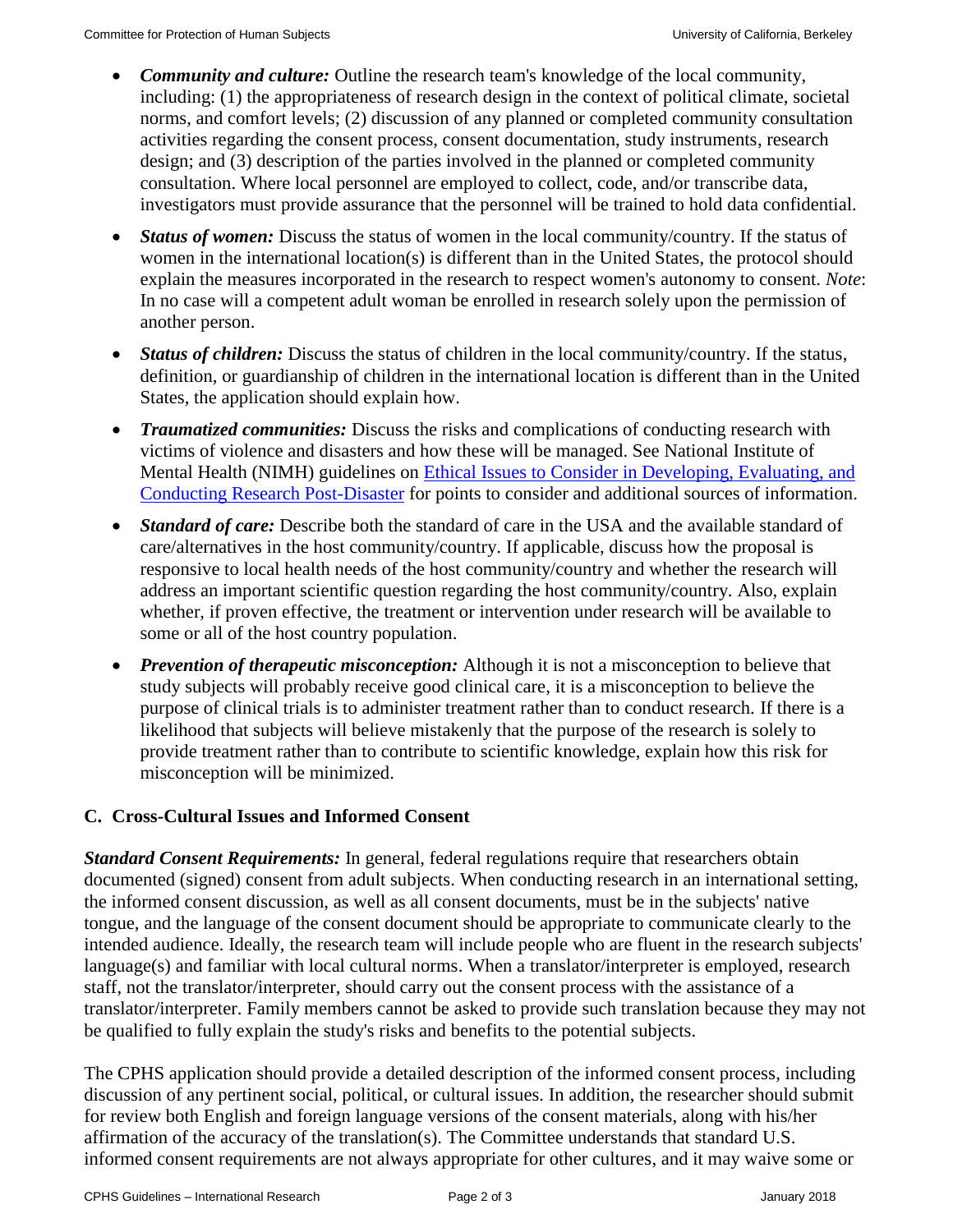- ***Community and culture:*** Outline the research team's knowledge of the local community, including: (1) the appropriateness of research design in the context of political climate, societal norms, and comfort levels; (2) discussion of any planned or completed community consultation activities regarding the consent process, consent documentation, study instruments, research design; and (3) description of the parties involved in the planned or completed community consultation. Where local personnel are employed to collect, code, and/or transcribe data, investigators must provide assurance that the personnel will be trained to hold data confidential.
- ***Status of women:*** Discuss the status of women in the local community/country. If the status of women in the international location(s) is different than in the United States, the protocol should explain the measures incorporated in the research to respect women's autonomy to consent. *Note*: In no case will a competent adult woman be enrolled in research solely upon the permission of another person.
- ***Status of children:*** Discuss the status of children in the local community/country. If the status, definition, or guardianship of children in the international location is different than in the United States, the application should explain how.
- ***Traumatized communities:*** Discuss the risks and complications of conducting research with victims of violence and disasters and how these will be managed. See National Institute of Mental Health (NIMH) guidelines on [Ethical Issues to Consider in Developing, Evaluating, and Conducting Research Post-Disaster] for points to consider and additional sources of information.
- ***Standard of care:*** Describe both the standard of care in the USA and the available standard of care/alternatives in the host community/country. If applicable, discuss how the proposal is responsive to local health needs of the host community/country and whether the research will address an important scientific question regarding the host community/country. Also, explain whether, if proven effective, the treatment or intervention under research will be available to some or all of the host country population.
- ***Prevention of therapeutic misconception:*** Although it is not a misconception to believe that study subjects will probably receive good clinical care, it is a misconception to believe the purpose of clinical trials is to administer treatment rather than to conduct research. If there is a likelihood that subjects will believe mistakenly that the purpose of the research is solely to provide treatment rather than to contribute to scientific knowledge, explain how this risk for misconception will be minimized.

## C. Cross-Cultural Issues and Informed Consent

***Standard Consent Requirements:*** In general, federal regulations require that researchers obtain documented (signed) consent from adult subjects. When conducting research in an international setting, the informed consent discussion, as well as all consent documents, must be in the subjects' native tongue, and the language of the consent document should be appropriate to communicate clearly to the intended audience. Ideally, the research team will include people who are fluent in the research subjects' language(s) and familiar with local cultural norms. When a translator/interpreter is employed, research staff, not the translator/interpreter, should carry out the consent process with the assistance of a translator/interpreter. Family members cannot be asked to provide such translation because they may not be qualified to fully explain the study's risks and benefits to the potential subjects.

The CPHS application should provide a detailed description of the informed consent process, including discussion of any pertinent social, political, or cultural issues. In addition, the researcher should submit for review both English and foreign language versions of the consent materials, along with his/her affirmation of the accuracy of the translation(s). The Committee understands that standard U.S. informed consent requirements are not always appropriate for other cultures, and it may waive some or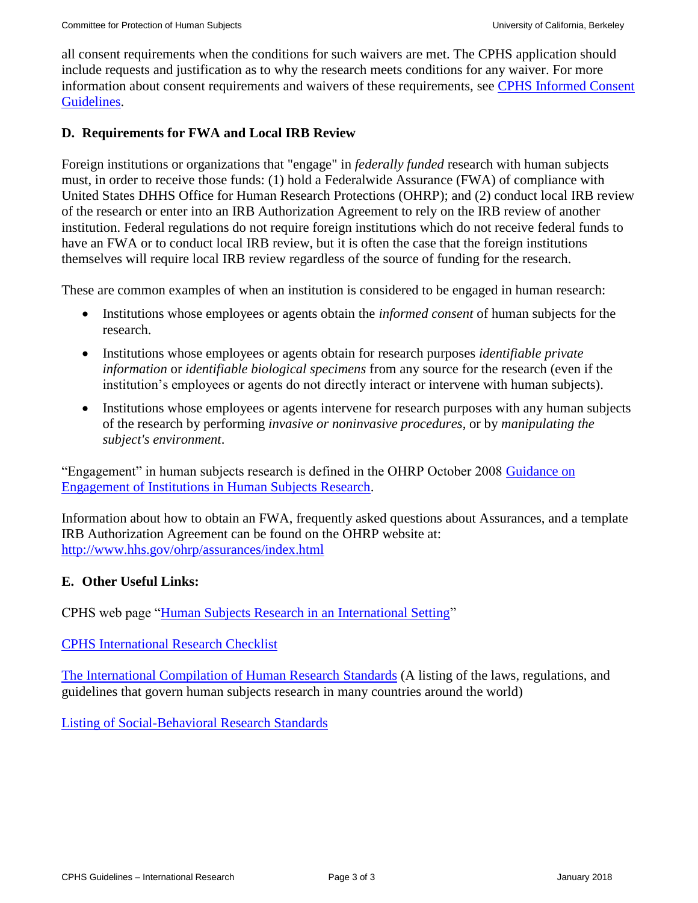all consent requirements when the conditions for such waivers are met. The CPHS application should include requests and justification as to why the research meets conditions for any waiver. For more information about consent requirements and waivers of these requirements, see CPHS Informed Consent Guidelines.

## D. Requirements for FWA and Local IRB Review

Foreign institutions or organizations that "engage" in *federally funded* research with human subjects must, in order to receive those funds: (1) hold a Federalwide Assurance (FWA) of compliance with United States DHHS Office for Human Research Protections (OHRP); and (2) conduct local IRB review of the research or enter into an IRB Authorization Agreement to rely on the IRB review of another institution. Federal regulations do not require foreign institutions which do not receive federal funds to have an FWA or to conduct local IRB review, but it is often the case that the foreign institutions themselves will require local IRB review regardless of the source of funding for the research.

These are common examples of when an institution is considered to be engaged in human research:

- Institutions whose employees or agents obtain the *informed consent* of human subjects for the research.
- Institutions whose employees or agents obtain for research purposes *identifiable private information* or *identifiable biological specimens* from any source for the research (even if the institution's employees or agents do not directly interact or intervene with human subjects).
- Institutions whose employees or agents intervene for research purposes with any human subjects of the research by performing *invasive or noninvasive procedures*, or by *manipulating the subject's environment*.

"Engagement" in human subjects research is defined in the OHRP October 2008 Guidance on Engagement of Institutions in Human Subjects Research.

Information about how to obtain an FWA, frequently asked questions about Assurances, and a template IRB Authorization Agreement can be found on the OHRP website at: http://www.hhs.gov/ohrp/assurances/index.html

## E. Other Useful Links:

CPHS web page "Human Subjects Research in an International Setting"

CPHS International Research Checklist

The International Compilation of Human Research Standards (A listing of the laws, regulations, and guidelines that govern human subjects research in many countries around the world)

Listing of Social-Behavioral Research Standards